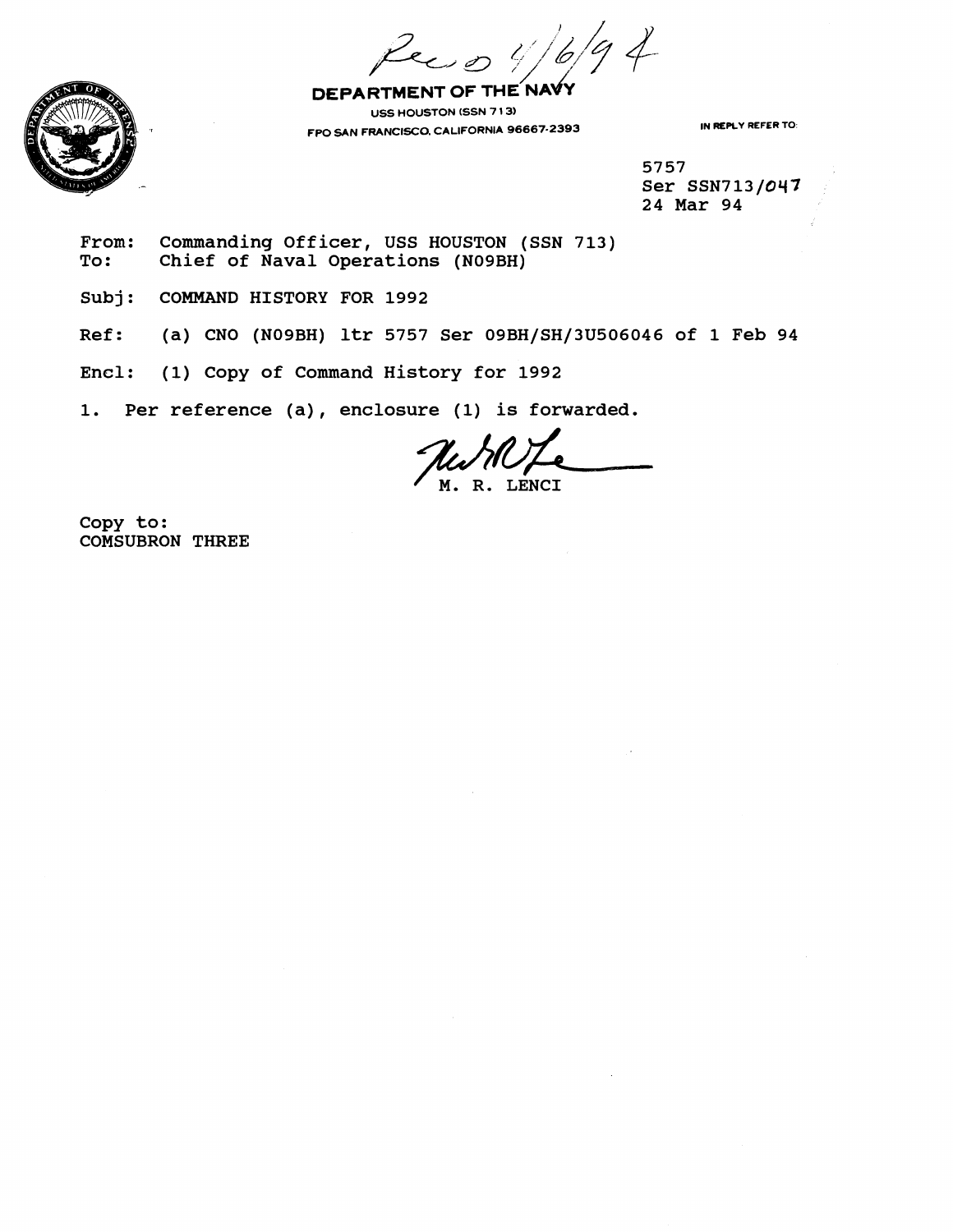Rec'd 4/6/94

**DEPARTMENT OF THE NAVY**

USS HOUSTON (SSN 713)
FPO SAN FRANCISCO, CALIFORNIA 96667-2393

IN REPLY REFER TO:

5757
Ser SSN713/047
24 Mar 94

From: Commanding Officer, USS HOUSTON (SSN 713)
To: Chief of Naval Operations (N09BH)

Subj: COMMAND HISTORY FOR 1992

Ref: (a) CNO (N09BH) ltr 5757 Ser 09BH/SH/3U506046 of 1 Feb 94

Encl: (1) Copy of Command History for 1992

1. Per reference (a), enclosure (1) is forwarded.

M. R. LENCI

Copy to:
COMSUBRON THREE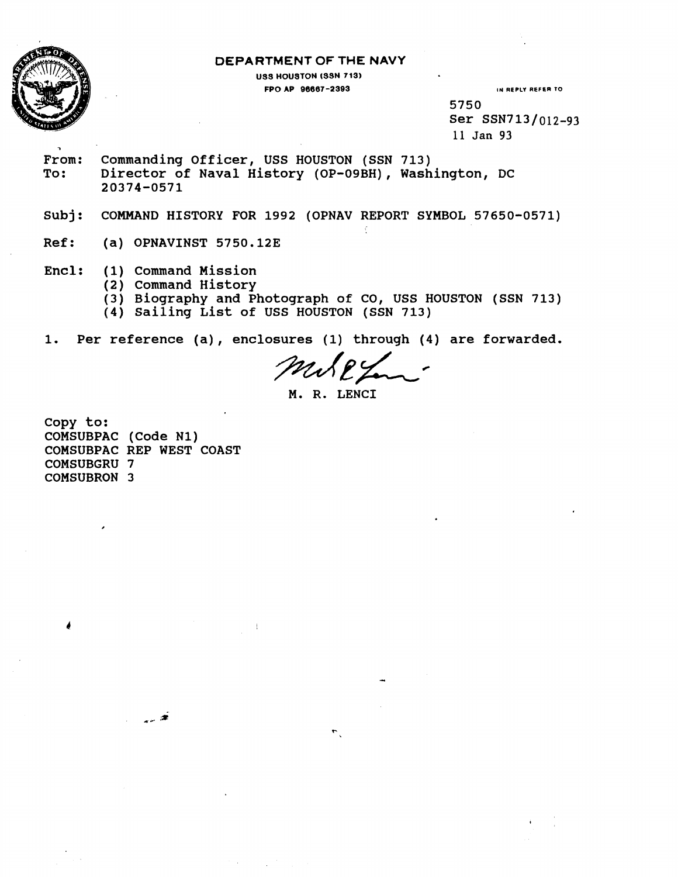**DEPARTMENT OF THE NAVY**

USS HOUSTON (SSN 713)
FPO AP 96667-2393

IN REPLY REFER TO

5750
Ser SSN713/012-93
11 Jan 93

From: Commanding Officer, USS HOUSTON (SSN 713)
To: Director of Naval History (OP-09BH), Washington, DC 20374-0571

Subj: COMMAND HISTORY FOR 1992 (OPNAV REPORT SYMBOL 57650-0571)

Ref: (a) OPNAVINST 5750.12E

Encl: (1) Command Mission
(2) Command History
(3) Biography and Photograph of CO, USS HOUSTON (SSN 713)
(4) Sailing List of USS HOUSTON (SSN 713)

1. Per reference (a), enclosures (1) through (4) are forwarded.

M. R. LENCI

Copy to:
COMSUBPAC (Code N1)
COMSUBPAC REP WEST COAST
COMSUBGRU 7
COMSUBRON 3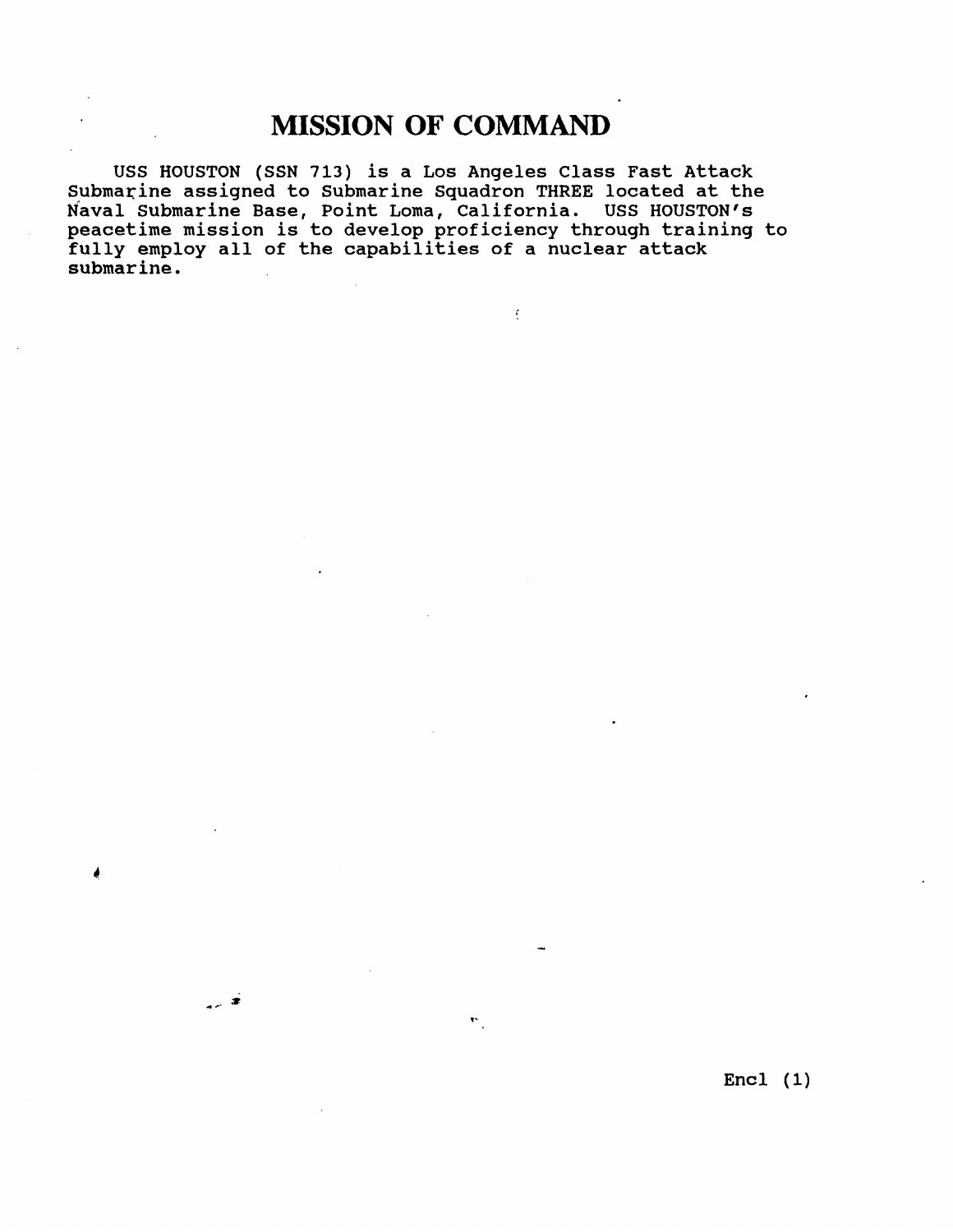# MISSION OF COMMAND

USS HOUSTON (SSN 713) is a Los Angeles Class Fast Attack Submarine assigned to Submarine Squadron THREE located at the Naval Submarine Base, Point Loma, California. USS HOUSTON's peacetime mission is to develop proficiency through training to fully employ all of the capabilities of a nuclear attack submarine.

Encl (1)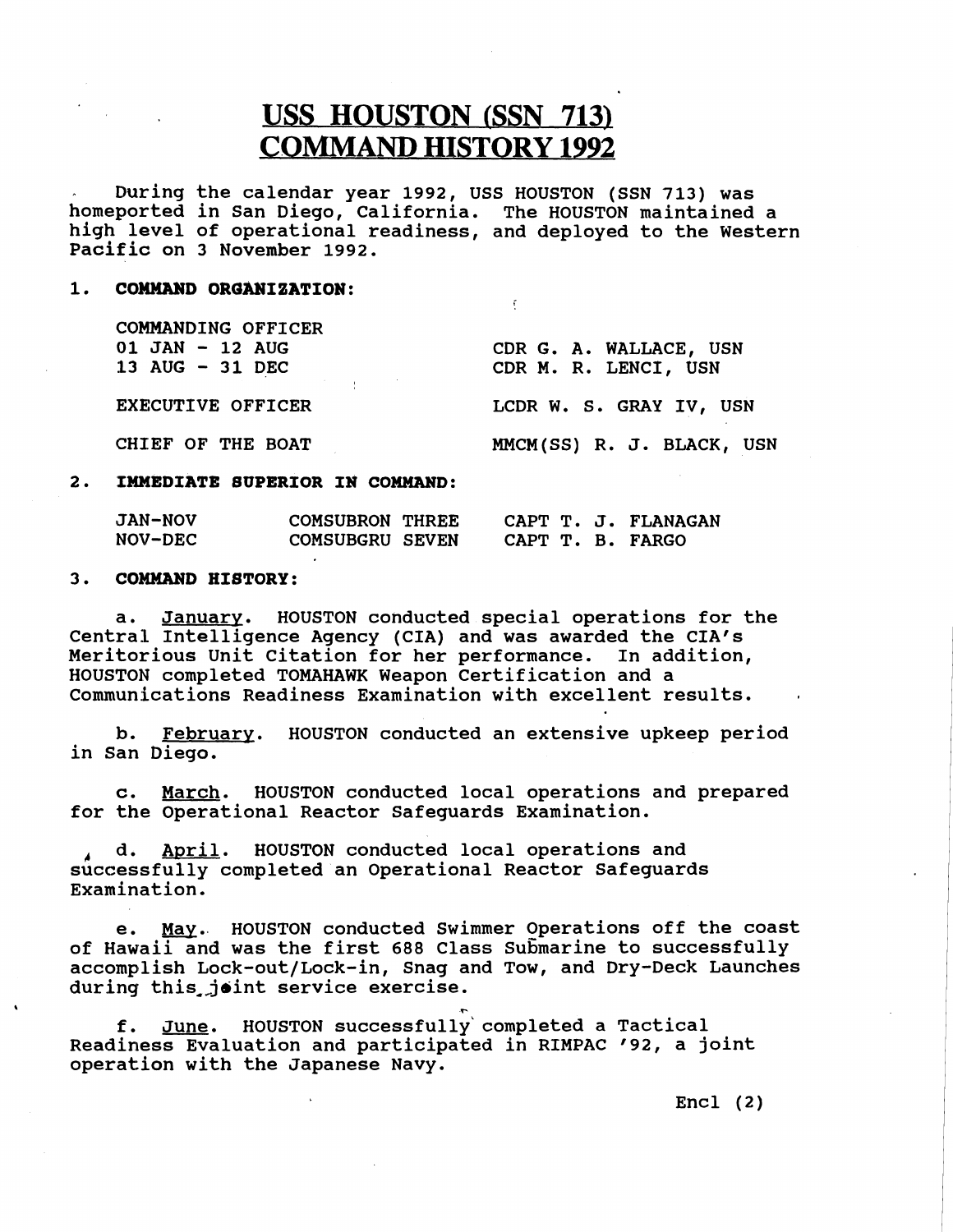# USS HOUSTON (SSN 713) COMMAND HISTORY 1992

During the calendar year 1992, USS HOUSTON (SSN 713) was homeported in San Diego, California. The HOUSTON maintained a high level of operational readiness, and deployed to the Western Pacific on 3 November 1992.

**1. COMMAND ORGANIZATION:**

| | |
|---|---|
| COMMANDING OFFICER | |
| 01 JAN - 12 AUG | CDR G. A. WALLACE, USN |
| 13 AUG - 31 DEC | CDR M. R. LENCI, USN |
| EXECUTIVE OFFICER | LCDR W. S. GRAY IV, USN |
| CHIEF OF THE BOAT | MMCM(SS) R. J. BLACK, USN |

**2. IMMEDIATE SUPERIOR IN COMMAND:**

| | | |
|---|---|---|
| JAN-NOV | COMSUBRON THREE | CAPT T. J. FLANAGAN |
| NOV-DEC | COMSUBGRU SEVEN | CAPT T. B. FARGO |

**3. COMMAND HISTORY:**

a. January. HOUSTON conducted special operations for the Central Intelligence Agency (CIA) and was awarded the CIA's Meritorious Unit Citation for her performance. In addition, HOUSTON completed TOMAHAWK Weapon Certification and a Communications Readiness Examination with excellent results.

b. February. HOUSTON conducted an extensive upkeep period in San Diego.

c. March. HOUSTON conducted local operations and prepared for the Operational Reactor Safeguards Examination.

d. April. HOUSTON conducted local operations and successfully completed an Operational Reactor Safeguards Examination.

e. May. HOUSTON conducted Swimmer Operations off the coast of Hawaii and was the first 688 Class Submarine to successfully accomplish Lock-out/Lock-in, Snag and Tow, and Dry-Deck Launches during this joint service exercise.

f. June. HOUSTON successfully completed a Tactical Readiness Evaluation and participated in RIMPAC '92, a joint operation with the Japanese Navy.

Encl (2)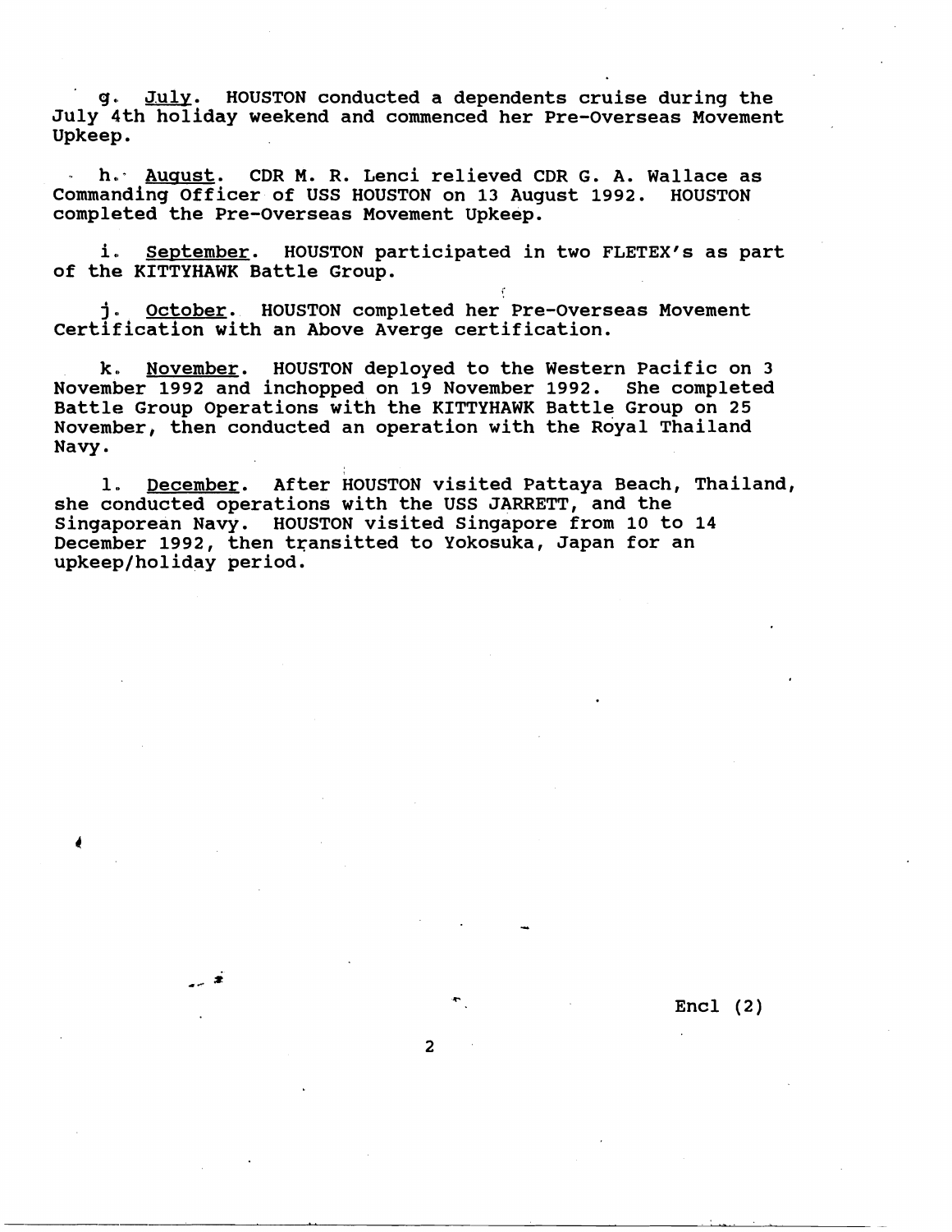g. <u>July</u>. HOUSTON conducted a dependents cruise during the July 4th holiday weekend and commenced her Pre-Overseas Movement Upkeep.

h. <u>August</u>. CDR M. R. Lenci relieved CDR G. A. Wallace as Commanding Officer of USS HOUSTON on 13 August 1992. HOUSTON completed the Pre-Overseas Movement Upkeep.

i. <u>September</u>. HOUSTON participated in two FLETEX's as part of the KITTYHAWK Battle Group.

j. <u>October</u>. HOUSTON completed her Pre-Overseas Movement Certification with an Above Averge certification.

k. <u>November</u>. HOUSTON deployed to the Western Pacific on 3 November 1992 and inchopped on 19 November 1992. She completed Battle Group Operations with the KITTYHAWK Battle Group on 25 November, then conducted an operation with the Royal Thailand Navy.

l. <u>December</u>. After HOUSTON visited Pattaya Beach, Thailand, she conducted operations with the USS JARRETT, and the Singaporean Navy. HOUSTON visited Singapore from 10 to 14 December 1992, then transitted to Yokosuka, Japan for an upkeep/holiday period.

Encl (2)